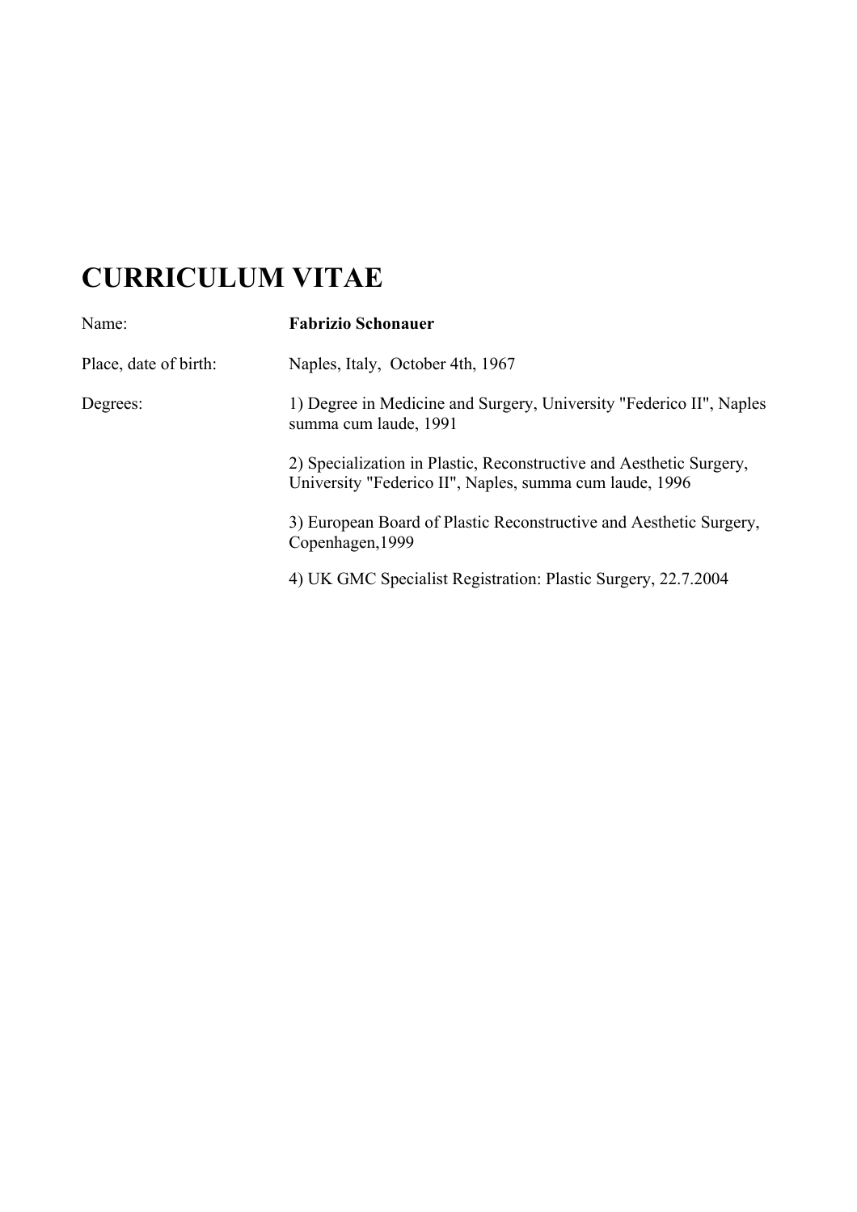# CURRICULUM VITAE

| | |
|---|---|
| Name: | **Fabrizio Schonauer** |
| Place, date of birth: | Naples, Italy, October 4th, 1967 |
| Degrees: | 1) Degree in Medicine and Surgery, University "Federico II", Naples summa cum laude, 1991 |
| | 2) Specialization in Plastic, Reconstructive and Aesthetic Surgery, University "Federico II", Naples, summa cum laude, 1996 |
| | 3) European Board of Plastic Reconstructive and Aesthetic Surgery, Copenhagen,1999 |
| | 4) UK GMC Specialist Registration: Plastic Surgery, 22.7.2004 |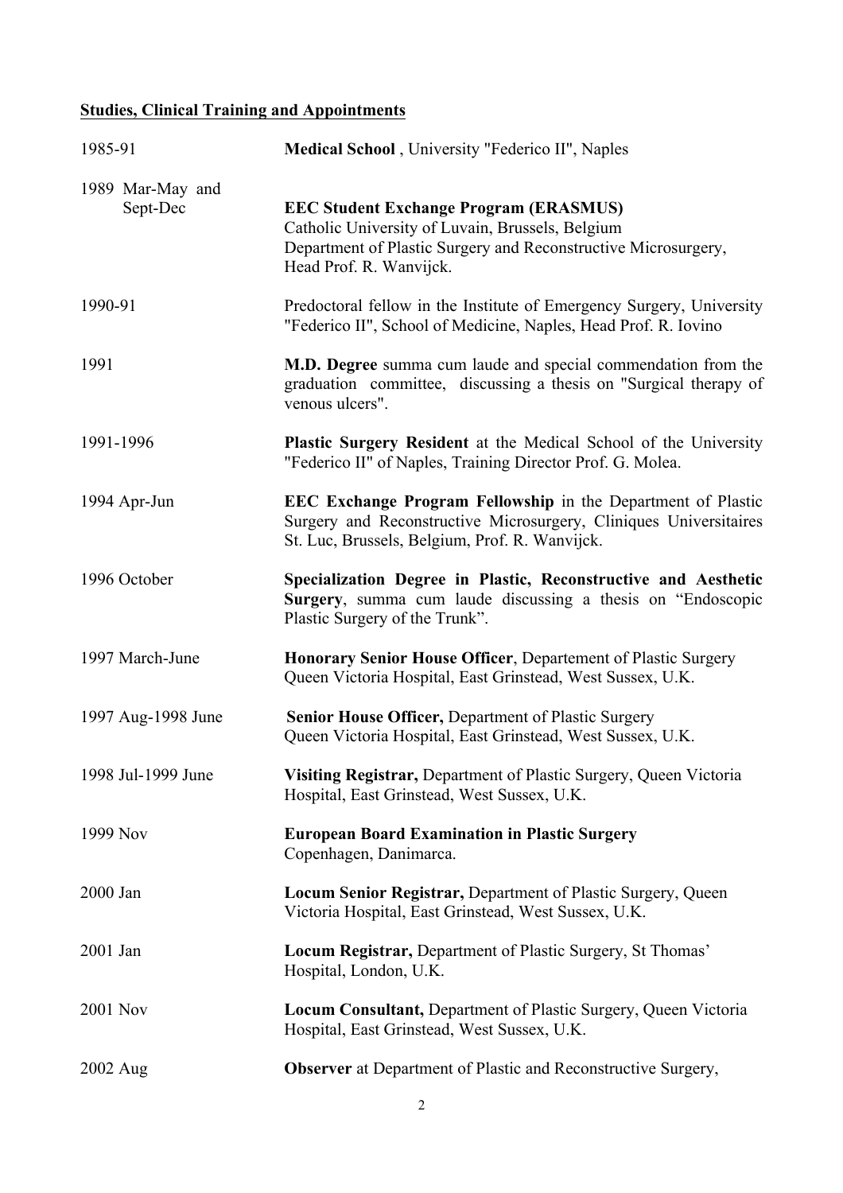## **Studies, Clinical Training and Appointments**

| | |
|---|---|
| 1985-91 | **Medical School** , University "Federico II", Naples |
| 1989 Mar-May and Sept-Dec | **EEC Student Exchange Program (ERASMUS)** Catholic University of Luvain, Brussels, Belgium Department of Plastic Surgery and Reconstructive Microsurgery, Head Prof. R. Wanvijck. |
| 1990-91 | Predoctoral fellow in the Institute of Emergency Surgery, University "Federico II", School of Medicine, Naples, Head Prof. R. Iovino |
| 1991 | **M.D. Degree** summa cum laude and special commendation from the graduation committee, discussing a thesis on "Surgical therapy of venous ulcers". |
| 1991-1996 | **Plastic Surgery Resident** at the Medical School of the University "Federico II" of Naples, Training Director Prof. G. Molea. |
| 1994 Apr-Jun | **EEC Exchange Program Fellowship** in the Department of Plastic Surgery and Reconstructive Microsurgery, Cliniques Universitaires St. Luc, Brussels, Belgium, Prof. R. Wanvijck. |
| 1996 October | **Specialization Degree in Plastic, Reconstructive and Aesthetic Surgery**, summa cum laude discussing a thesis on "Endoscopic Plastic Surgery of the Trunk". |
| 1997 March-June | **Honorary Senior House Officer**, Departement of Plastic Surgery Queen Victoria Hospital, East Grinstead, West Sussex, U.K. |
| 1997 Aug-1998 June | **Senior House Officer,** Department of Plastic Surgery Queen Victoria Hospital, East Grinstead, West Sussex, U.K. |
| 1998 Jul-1999 June | **Visiting Registrar,** Department of Plastic Surgery, Queen Victoria Hospital, East Grinstead, West Sussex, U.K. |
| 1999 Nov | **European Board Examination in Plastic Surgery** Copenhagen, Danimarca. |
| 2000 Jan | **Locum Senior Registrar,** Department of Plastic Surgery, Queen Victoria Hospital, East Grinstead, West Sussex, U.K. |
| 2001 Jan | **Locum Registrar,** Department of Plastic Surgery, St Thomas' Hospital, London, U.K. |
| 2001 Nov | **Locum Consultant,** Department of Plastic Surgery, Queen Victoria Hospital, East Grinstead, West Sussex, U.K. |
| 2002 Aug | **Observer** at Department of Plastic and Reconstructive Surgery, |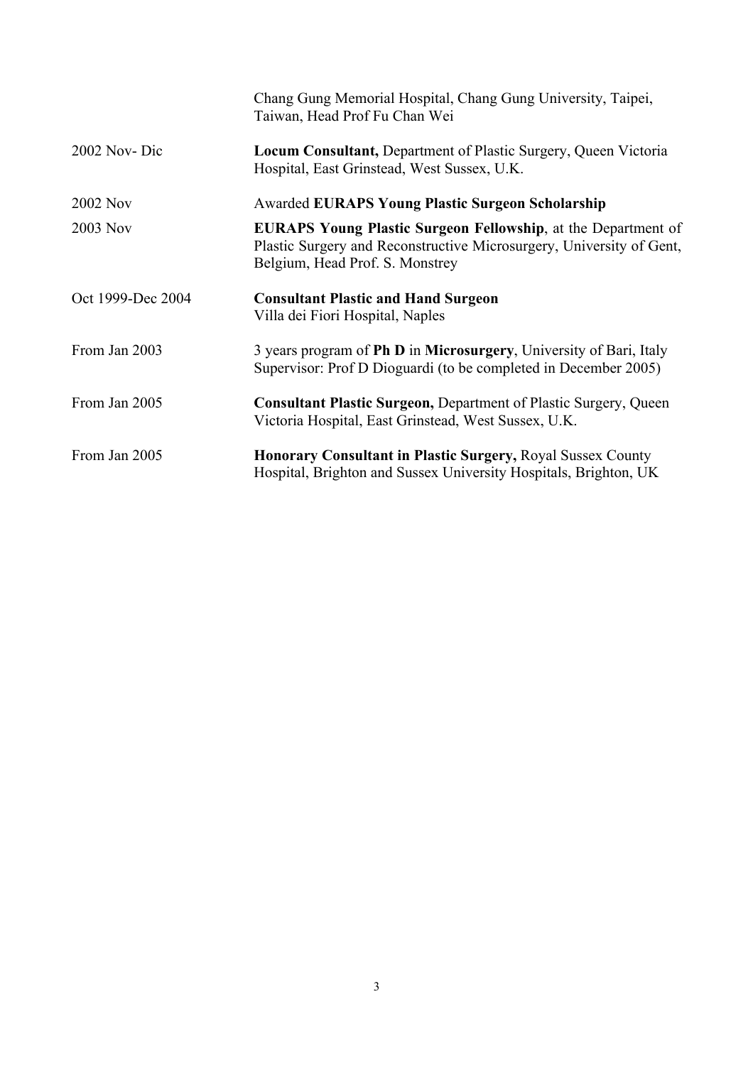| | |
|---|---|
| | Chang Gung Memorial Hospital, Chang Gung University, Taipei, Taiwan, Head Prof Fu Chan Wei |
| 2002 Nov- Dic | **Locum Consultant,** Department of Plastic Surgery, Queen Victoria Hospital, East Grinstead, West Sussex, U.K. |
| 2002 Nov | Awarded **EURAPS Young Plastic Surgeon Scholarship** |
| 2003 Nov | **EURAPS Young Plastic Surgeon Fellowship**, at the Department of Plastic Surgery and Reconstructive Microsurgery, University of Gent, Belgium, Head Prof. S. Monstrey |
| Oct 1999-Dec 2004 | **Consultant Plastic and Hand Surgeon** Villa dei Fiori Hospital, Naples |
| From Jan 2003 | 3 years program of **Ph D** in **Microsurgery**, University of Bari, Italy Supervisor: Prof D Dioguardi (to be completed in December 2005) |
| From Jan 2005 | **Consultant Plastic Surgeon,** Department of Plastic Surgery, Queen Victoria Hospital, East Grinstead, West Sussex, U.K. |
| From Jan 2005 | **Honorary Consultant in Plastic Surgery,** Royal Sussex County Hospital, Brighton and Sussex University Hospitals, Brighton, UK |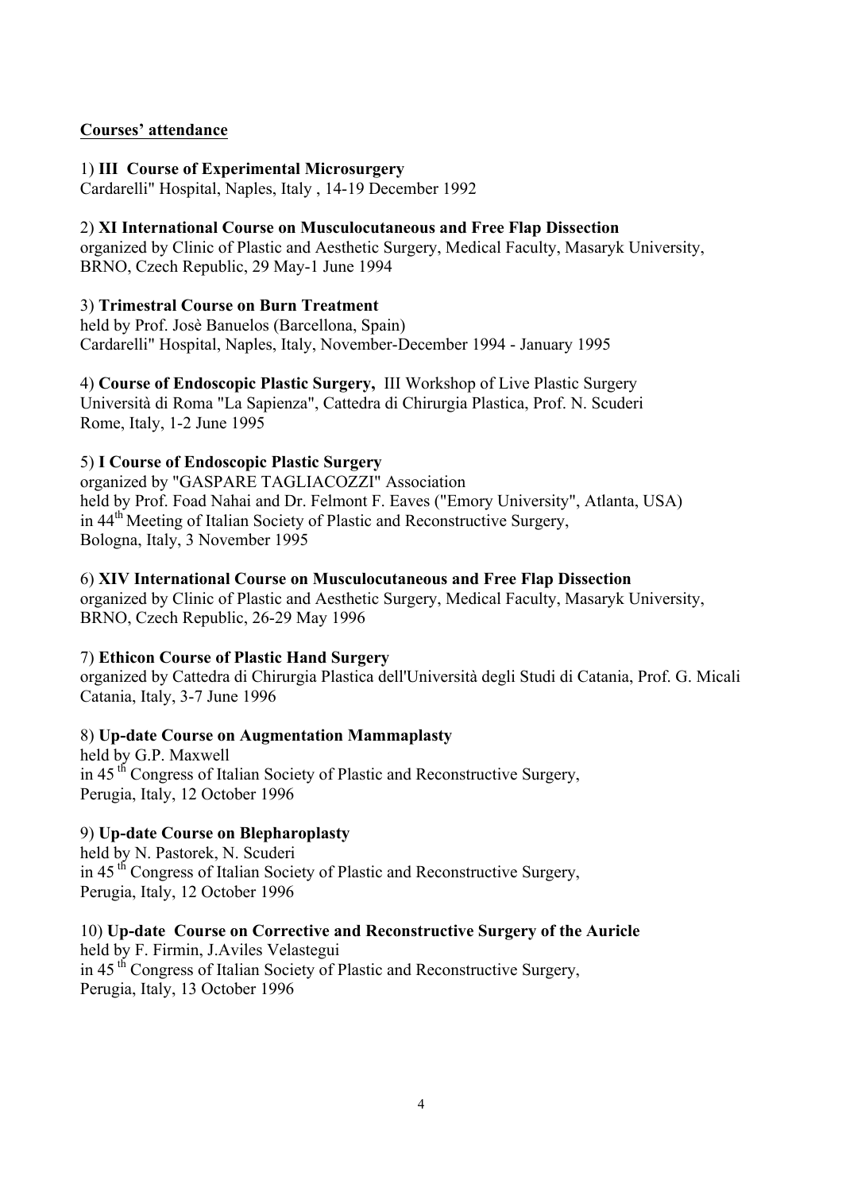**Courses' attendance**

1) **III Course of Experimental Microsurgery**
Cardarelli" Hospital, Naples, Italy , 14-19 December 1992

2) **XI International Course on Musculocutaneous and Free Flap Dissection**
organized by Clinic of Plastic and Aesthetic Surgery, Medical Faculty, Masaryk University, BRNO, Czech Republic, 29 May-1 June 1994

3) **Trimestral Course on Burn Treatment**
held by Prof. Josè Banuelos (Barcellona, Spain)
Cardarelli" Hospital, Naples, Italy, November-December 1994 - January 1995

4) **Course of Endoscopic Plastic Surgery,** III Workshop of Live Plastic Surgery
Università di Roma "La Sapienza", Cattedra di Chirurgia Plastica, Prof. N. Scuderi
Rome, Italy, 1-2 June 1995

5) **I Course of Endoscopic Plastic Surgery**
organized by "GASPARE TAGLIACOZZI" Association
held by Prof. Foad Nahai and Dr. Felmont F. Eaves ("Emory University", Atlanta, USA)
in 44th Meeting of Italian Society of Plastic and Reconstructive Surgery,
Bologna, Italy, 3 November 1995

6) **XIV International Course on Musculocutaneous and Free Flap Dissection**
organized by Clinic of Plastic and Aesthetic Surgery, Medical Faculty, Masaryk University, BRNO, Czech Republic, 26-29 May 1996

7) **Ethicon Course of Plastic Hand Surgery**
organized by Cattedra di Chirurgia Plastica dell'Università degli Studi di Catania, Prof. G. Micali
Catania, Italy, 3-7 June 1996

8) **Up-date Course on Augmentation Mammaplasty**
held by G.P. Maxwell
in 45 th Congress of Italian Society of Plastic and Reconstructive Surgery,
Perugia, Italy, 12 October 1996

9) **Up-date Course on Blepharoplasty**
held by N. Pastorek, N. Scuderi
in 45 th Congress of Italian Society of Plastic and Reconstructive Surgery,
Perugia, Italy, 12 October 1996

10) **Up-date Course on Corrective and Reconstructive Surgery of the Auricle**
held by F. Firmin, J.Aviles Velastegui
in 45 th Congress of Italian Society of Plastic and Reconstructive Surgery,
Perugia, Italy, 13 October 1996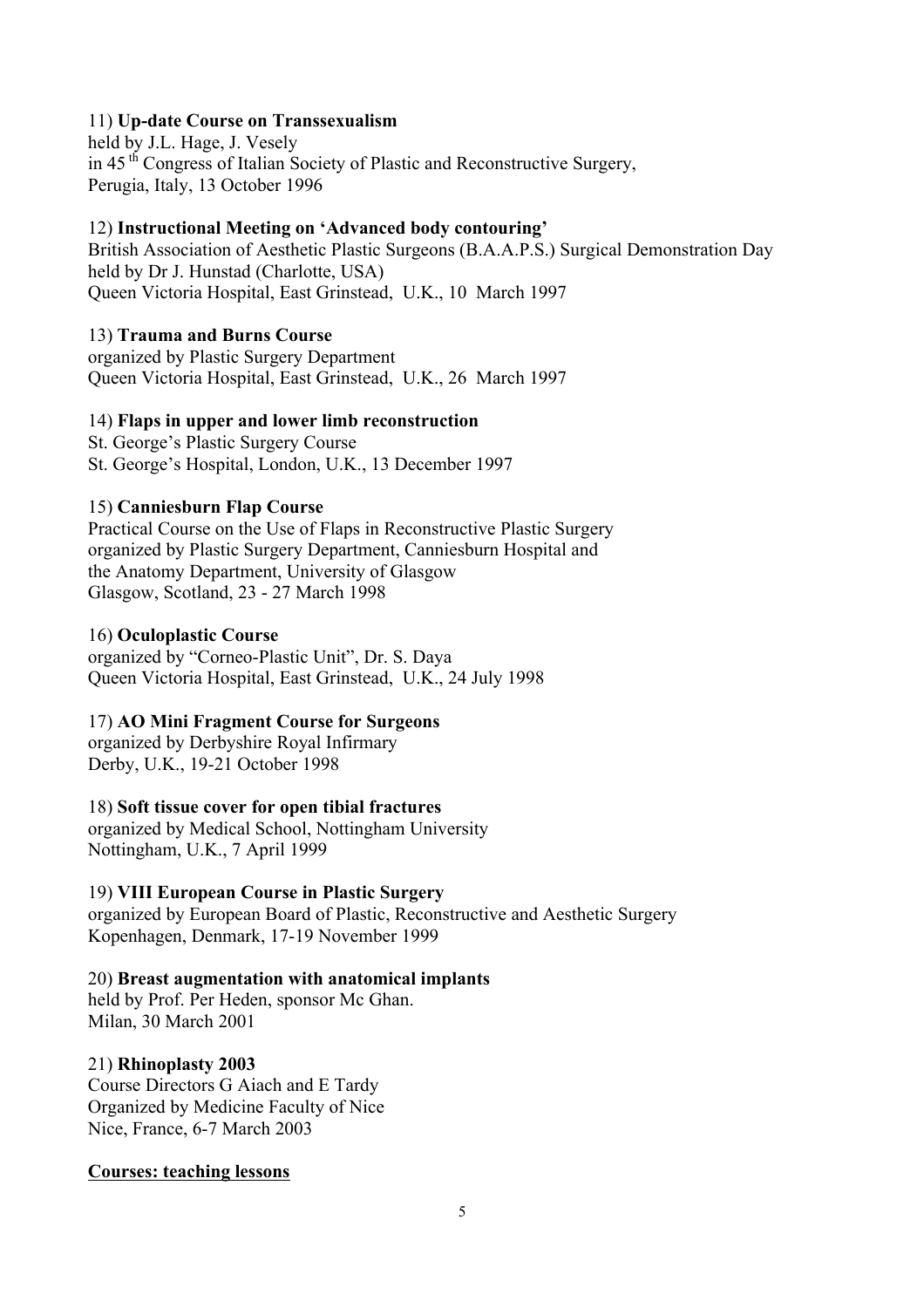11) **Up-date Course on Transsexualism**
held by J.L. Hage, J. Vesely
in 45 $^{th}$ Congress of Italian Society of Plastic and Reconstructive Surgery,
Perugia, Italy, 13 October 1996

12) **Instructional Meeting on 'Advanced body contouring'**
British Association of Aesthetic Plastic Surgeons (B.A.A.P.S.) Surgical Demonstration Day
held by Dr J. Hunstad (Charlotte, USA)
Queen Victoria Hospital, East Grinstead, U.K., 10 March 1997

13) **Trauma and Burns Course**
organized by Plastic Surgery Department
Queen Victoria Hospital, East Grinstead, U.K., 26 March 1997

14) **Flaps in upper and lower limb reconstruction**
St. George's Plastic Surgery Course
St. George's Hospital, London, U.K., 13 December 1997

15) **Canniesburn Flap Course**
Practical Course on the Use of Flaps in Reconstructive Plastic Surgery
organized by Plastic Surgery Department, Canniesburn Hospital and
the Anatomy Department, University of Glasgow
Glasgow, Scotland, 23 - 27 March 1998

16) **Oculoplastic Course**
organized by "Corneo-Plastic Unit", Dr. S. Daya
Queen Victoria Hospital, East Grinstead, U.K., 24 July 1998

17) **AO Mini Fragment Course for Surgeons**
organized by Derbyshire Royal Infirmary
Derby, U.K., 19-21 October 1998

18) **Soft tissue cover for open tibial fractures**
organized by Medical School, Nottingham University
Nottingham, U.K., 7 April 1999

19) **VIII European Course in Plastic Surgery**
organized by European Board of Plastic, Reconstructive and Aesthetic Surgery
Kopenhagen, Denmark, 17-19 November 1999

20) **Breast augmentation with anatomical implants**
held by Prof. Per Heden, sponsor Mc Ghan.
Milan, 30 March 2001

21) **Rhinoplasty 2003**
Course Directors G Aiach and E Tardy
Organized by Medicine Faculty of Nice
Nice, France, 6-7 March 2003

**Courses: teaching lessons**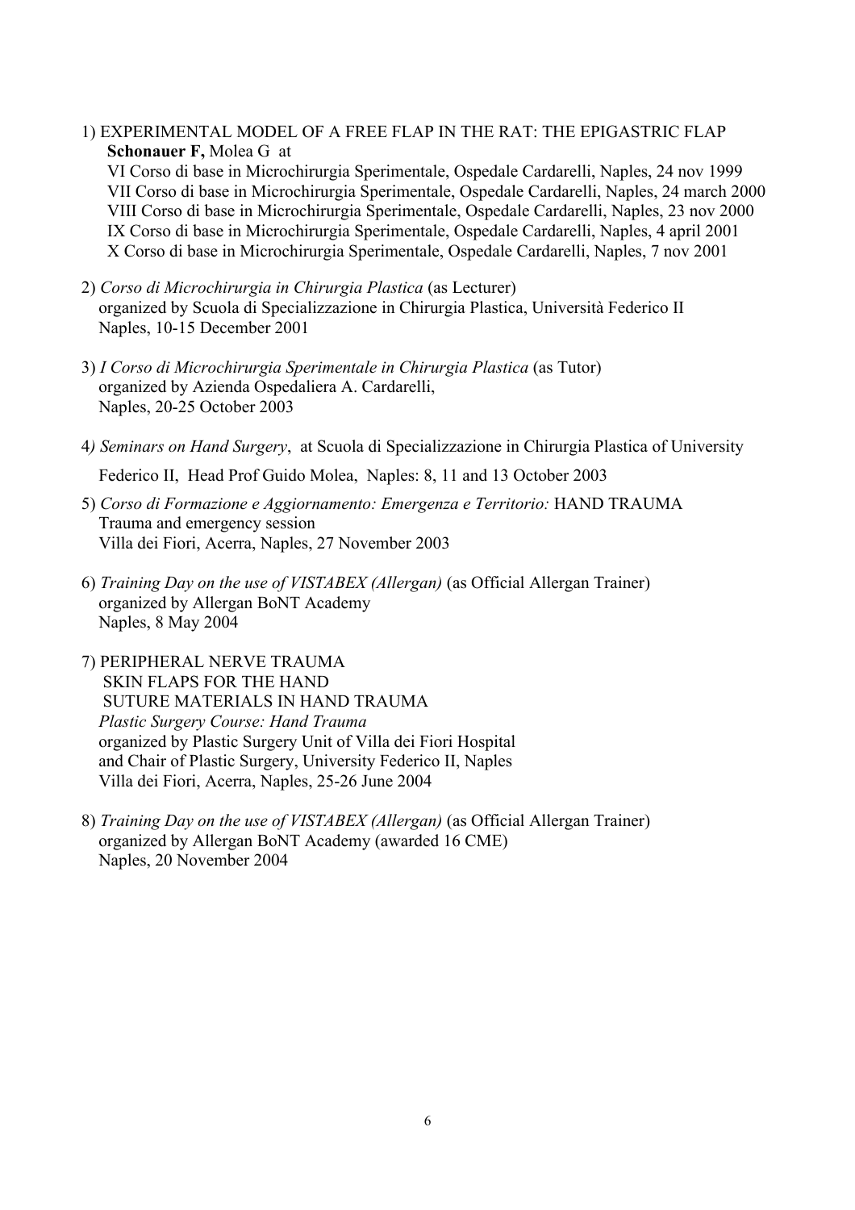1) EXPERIMENTAL MODEL OF A FREE FLAP IN THE RAT: THE EPIGASTRIC FLAP
**Schonauer F,** Molea G at
VI Corso di base in Microchirurgia Sperimentale, Ospedale Cardarelli, Naples, 24 nov 1999
VII Corso di base in Microchirurgia Sperimentale, Ospedale Cardarelli, Naples, 24 march 2000
VIII Corso di base in Microchirurgia Sperimentale, Ospedale Cardarelli, Naples, 23 nov 2000
IX Corso di base in Microchirurgia Sperimentale, Ospedale Cardarelli, Naples, 4 april 2001
X Corso di base in Microchirurgia Sperimentale, Ospedale Cardarelli, Naples, 7 nov 2001

2) *Corso di Microchirurgia in Chirurgia Plastica* (as Lecturer)
organized by Scuola di Specializzazione in Chirurgia Plastica, Università Federico II
Naples, 10-15 December 2001

3) *I Corso di Microchirurgia Sperimentale in Chirurgia Plastica* (as Tutor)
organized by Azienda Ospedaliera A. Cardarelli,
Naples, 20-25 October 2003

4*) Seminars on Hand Surgery*, at Scuola di Specializzazione in Chirurgia Plastica of University Federico II, Head Prof Guido Molea, Naples: 8, 11 and 13 October 2003

5) *Corso di Formazione e Aggiornamento: Emergenza e Territorio:* HAND TRAUMA
Trauma and emergency session
Villa dei Fiori, Acerra, Naples, 27 November 2003

6) *Training Day on the use of VISTABEX (Allergan)* (as Official Allergan Trainer)
organized by Allergan BoNT Academy
Naples, 8 May 2004

7) PERIPHERAL NERVE TRAUMA
SKIN FLAPS FOR THE HAND
SUTURE MATERIALS IN HAND TRAUMA
*Plastic Surgery Course: Hand Trauma*
organized by Plastic Surgery Unit of Villa dei Fiori Hospital
and Chair of Plastic Surgery, University Federico II, Naples
Villa dei Fiori, Acerra, Naples, 25-26 June 2004

8) *Training Day on the use of VISTABEX (Allergan)* (as Official Allergan Trainer)
organized by Allergan BoNT Academy (awarded 16 CME)
Naples, 20 November 2004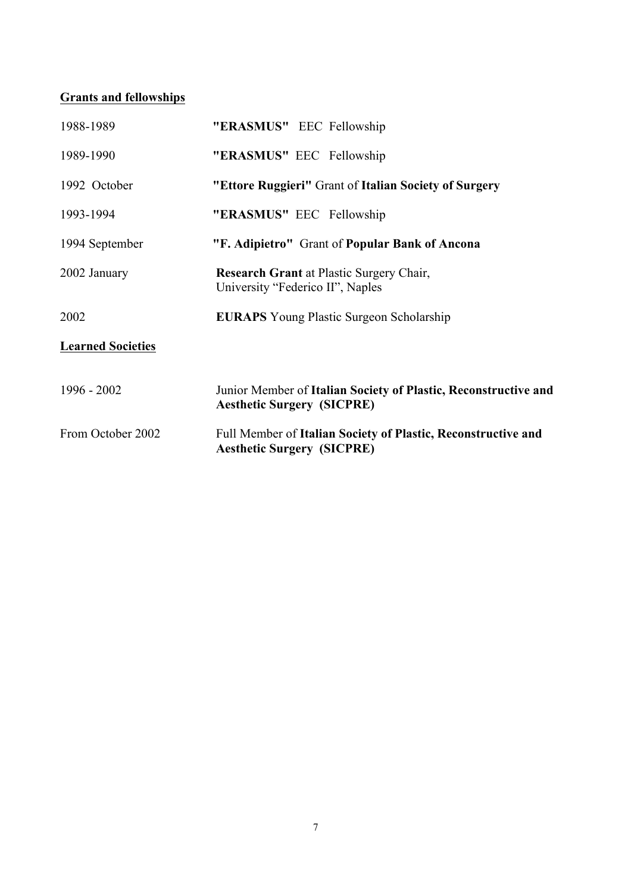## Grants and fellowships

| | |
|---|---|
| 1988-1989 | **"ERASMUS"** EEC Fellowship |
| 1989-1990 | **"ERASMUS"** EEC Fellowship |
| 1992 October | **"Ettore Ruggieri"** Grant of **Italian Society of Surgery** |
| 1993-1994 | **"ERASMUS"** EEC Fellowship |
| 1994 September | **"F. Adipietro"** Grant of **Popular Bank of Ancona** |
| 2002 January | **Research Grant** at Plastic Surgery Chair, University "Federico II", Naples |
| 2002 | **EURAPS** Young Plastic Surgeon Scholarship |

## Learned Societies

| | |
|---|---|
| 1996 - 2002 | Junior Member of **Italian Society of Plastic, Reconstructive and Aesthetic Surgery (SICPRE)** |
| From October 2002 | Full Member of **Italian Society of Plastic, Reconstructive and Aesthetic Surgery (SICPRE)** |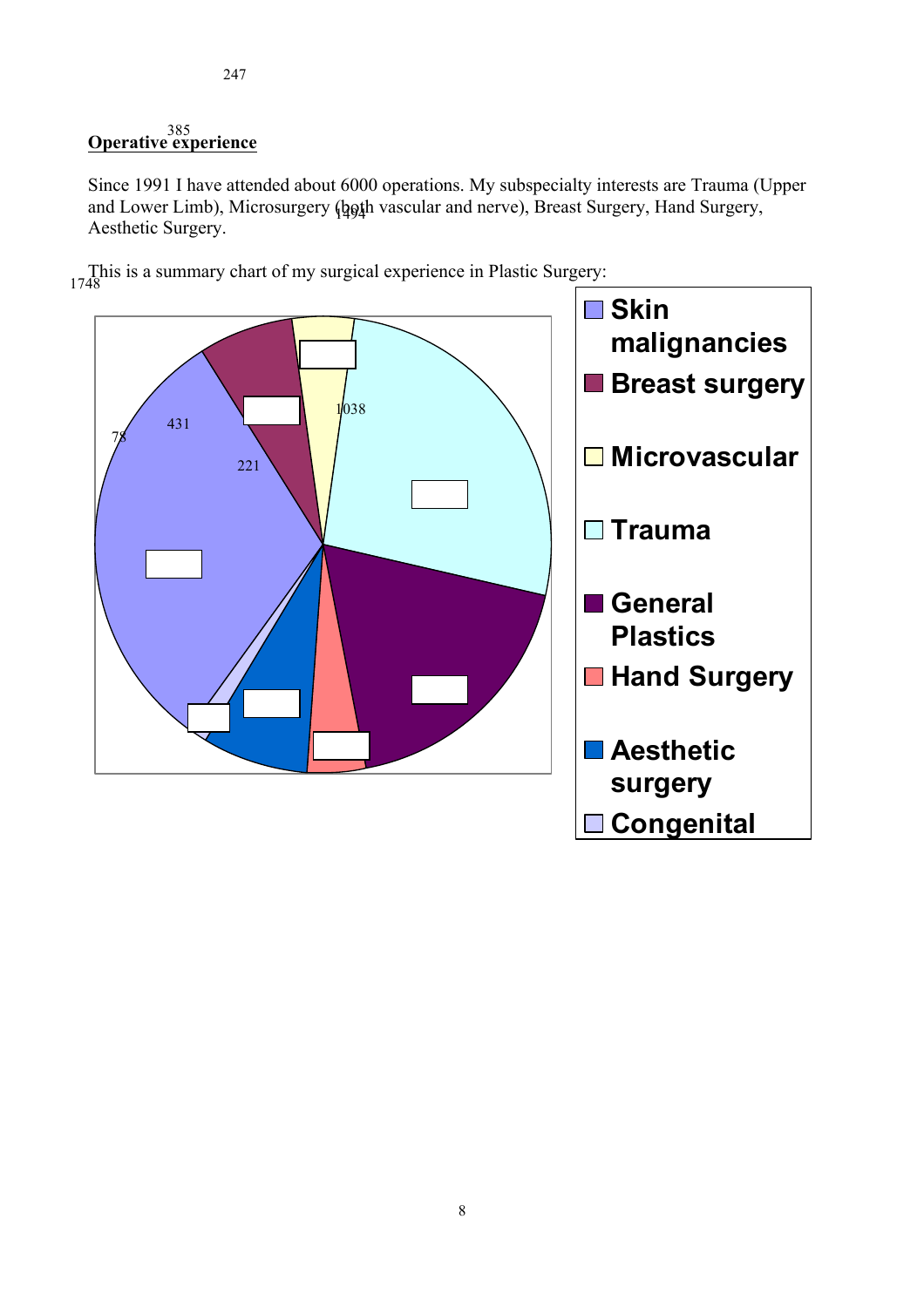## Operative experience

Since 1991 I have attended about 6000 operations. My subspecialty interests are Trauma (Upper and Lower Limb), Microsurgery (both vascular and nerve), Breast Surgery, Hand Surgery, Aesthetic Surgery.

This is a summary chart of my surgical experience in Plastic Surgery:

247

385

1494

1748

1038

431

78

221

Skin malignancies

Breast surgery

Microvascular

Trauma

General Plastics

Hand Surgery

Aesthetic surgery

Congenital